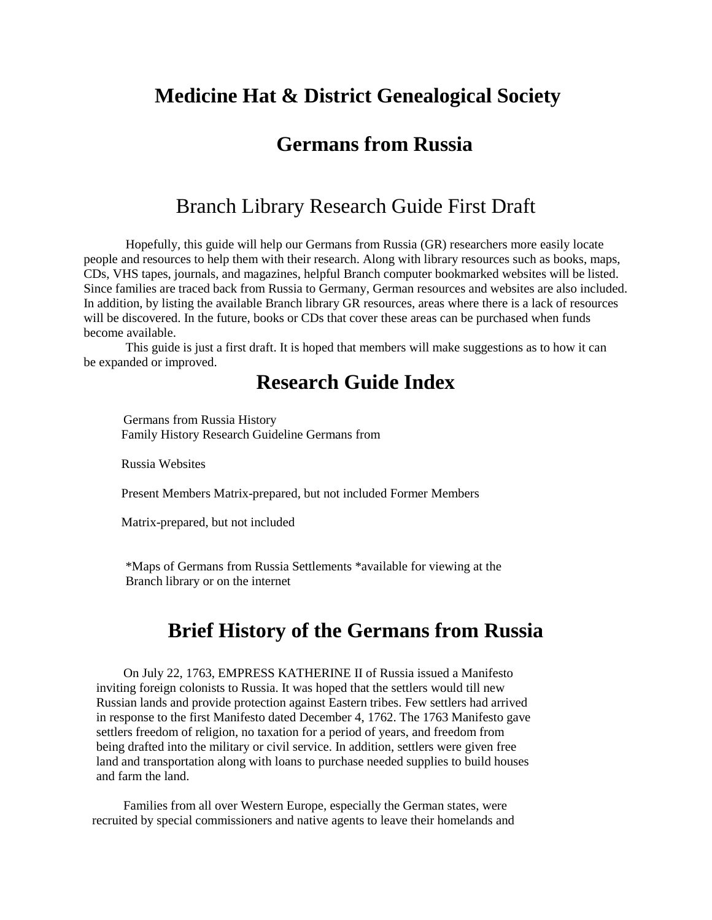# Medicine Hat & District Genealogical Society

## Germans from Russia

## Branch Library Research Guide First Draft

Hopefully, this guide will help our Germans from Russia (GR) researchers more easily locate people and resources to help them with their research. Along with library resources such as books, maps, CDs, VHS tapes, journals, and magazines, helpful Branch computer bookmarked websites will be listed. Since families are traced back from Russia to Germany, German resources and websites are also included. In addition, by listing the available Branch library GR resources, areas where there is a lack of resources will be discovered. In the future, books or CDs that cover these areas can be purchased when funds become available.

This guide is just a first draft. It is hoped that members will make suggestions as to how it can be expanded or improved.

## Research Guide Index

Germans from Russia History
Family History Research Guideline Germans from

Russia Websites

Present Members Matrix-prepared, but not included Former Members

Matrix-prepared, but not included

*Maps of Germans from Russia Settlements *available for viewing at the Branch library or on the internet

## Brief History of the Germans from Russia

On July 22, 1763, EMPRESS KATHERINE II of Russia issued a Manifesto inviting foreign colonists to Russia. It was hoped that the settlers would till new Russian lands and provide protection against Eastern tribes. Few settlers had arrived in response to the first Manifesto dated December 4, 1762. The 1763 Manifesto gave settlers freedom of religion, no taxation for a period of years, and freedom from being drafted into the military or civil service. In addition, settlers were given free land and transportation along with loans to purchase needed supplies to build houses and farm the land.

Families from all over Western Europe, especially the German states, were recruited by special commissioners and native agents to leave their homelands and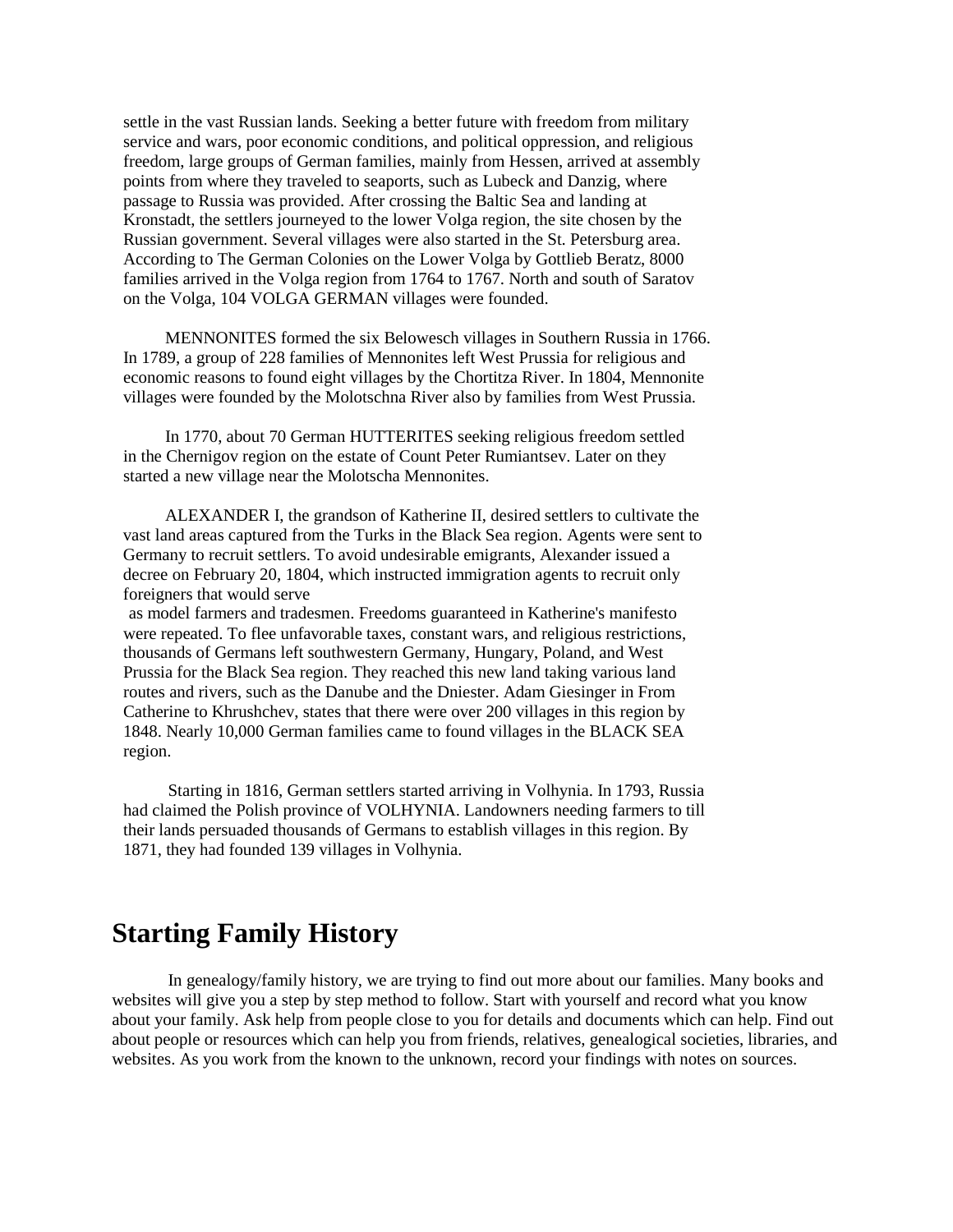settle in the vast Russian lands. Seeking a better future with freedom from military service and wars, poor economic conditions, and political oppression, and religious freedom, large groups of German families, mainly from Hessen, arrived at assembly points from where they traveled to seaports, such as Lubeck and Danzig, where passage to Russia was provided. After crossing the Baltic Sea and landing at Kronstadt, the settlers journeyed to the lower Volga region, the site chosen by the Russian government. Several villages were also started in the St. Petersburg area. According to The German Colonies on the Lower Volga by Gottlieb Beratz, 8000 families arrived in the Volga region from 1764 to 1767. North and south of Saratov on the Volga, 104 VOLGA GERMAN villages were founded.

MENNONITES formed the six Belowesch villages in Southern Russia in 1766. In 1789, a group of 228 families of Mennonites left West Prussia for religious and economic reasons to found eight villages by the Chortitza River. In 1804, Mennonite villages were founded by the Molotschna River also by families from West Prussia.

In 1770, about 70 German HUTTERITES seeking religious freedom settled in the Chernigov region on the estate of Count Peter Rumiantsev. Later on they started a new village near the Molotscha Mennonites.

ALEXANDER I, the grandson of Katherine II, desired settlers to cultivate the vast land areas captured from the Turks in the Black Sea region. Agents were sent to Germany to recruit settlers. To avoid undesirable emigrants, Alexander issued a decree on February 20, 1804, which instructed immigration agents to recruit only foreigners that would serve as model farmers and tradesmen. Freedoms guaranteed in Katherine's manifesto were repeated. To flee unfavorable taxes, constant wars, and religious restrictions, thousands of Germans left southwestern Germany, Hungary, Poland, and West Prussia for the Black Sea region. They reached this new land taking various land routes and rivers, such as the Danube and the Dniester. Adam Giesinger in From Catherine to Khrushchev, states that there were over 200 villages in this region by 1848. Nearly 10,000 German families came to found villages in the BLACK SEA region.

Starting in 1816, German settlers started arriving in Volhynia. In 1793, Russia had claimed the Polish province of VOLHYNIA. Landowners needing farmers to till their lands persuaded thousands of Germans to establish villages in this region. By 1871, they had founded 139 villages in Volhynia.

## Starting Family History

In genealogy/family history, we are trying to find out more about our families. Many books and websites will give you a step by step method to follow. Start with yourself and record what you know about your family. Ask help from people close to you for details and documents which can help. Find out about people or resources which can help you from friends, relatives, genealogical societies, libraries, and websites. As you work from the known to the unknown, record your findings with notes on sources.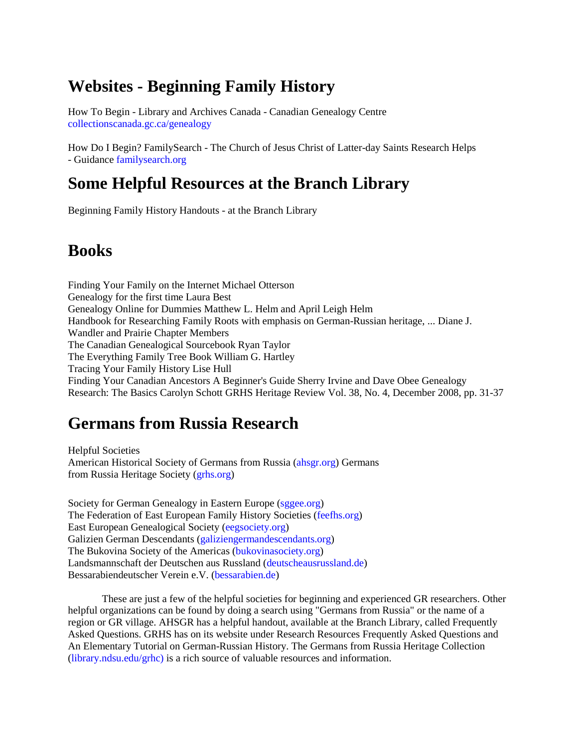# Websites - Beginning Family History

How To Begin - Library and Archives Canada - Canadian Genealogy Centre
collectionscanada.gc.ca/genealogy

How Do I Begin? FamilySearch - The Church of Jesus Christ of Latter-day Saints Research Helps - Guidance familysearch.org

# Some Helpful Resources at the Branch Library

Beginning Family History Handouts - at the Branch Library

# Books

Finding Your Family on the Internet Michael Otterson
Genealogy for the first time Laura Best
Genealogy Online for Dummies Matthew L. Helm and April Leigh Helm
Handbook for Researching Family Roots with emphasis on German-Russian heritage, ... Diane J. Wandler and Prairie Chapter Members
The Canadian Genealogical Sourcebook Ryan Taylor
The Everything Family Tree Book William G. Hartley
Tracing Your Family History Lise Hull
Finding Your Canadian Ancestors A Beginner's Guide Sherry Irvine and Dave Obee Genealogy Research: The Basics Carolyn Schott GRHS Heritage Review Vol. 38, No. 4, December 2008, pp. 31-37

# Germans from Russia Research

Helpful Societies
American Historical Society of Germans from Russia (ahsgr.org) Germans from Russia Heritage Society (grhs.org)

Society for German Genealogy in Eastern Europe (sggee.org)
The Federation of East European Family History Societies (feefhs.org)
East European Genealogical Society (eegsociety.org)
Galizien German Descendants (galiziengermandescendants.org)
The Bukovina Society of the Americas (bukovinasociety.org)
Landsmannschaft der Deutschen aus Russland (deutscheausrussland.de)
Bessarabiendeutscher Verein e.V. (bessarabien.de)

These are just a few of the helpful societies for beginning and experienced GR researchers. Other helpful organizations can be found by doing a search using "Germans from Russia" or the name of a region or GR village. AHSGR has a helpful handout, available at the Branch Library, called Frequently Asked Questions. GRHS has on its website under Research Resources Frequently Asked Questions and An Elementary Tutorial on German-Russian History. The Germans from Russia Heritage Collection (library.ndsu.edu/grhc) is a rich source of valuable resources and information.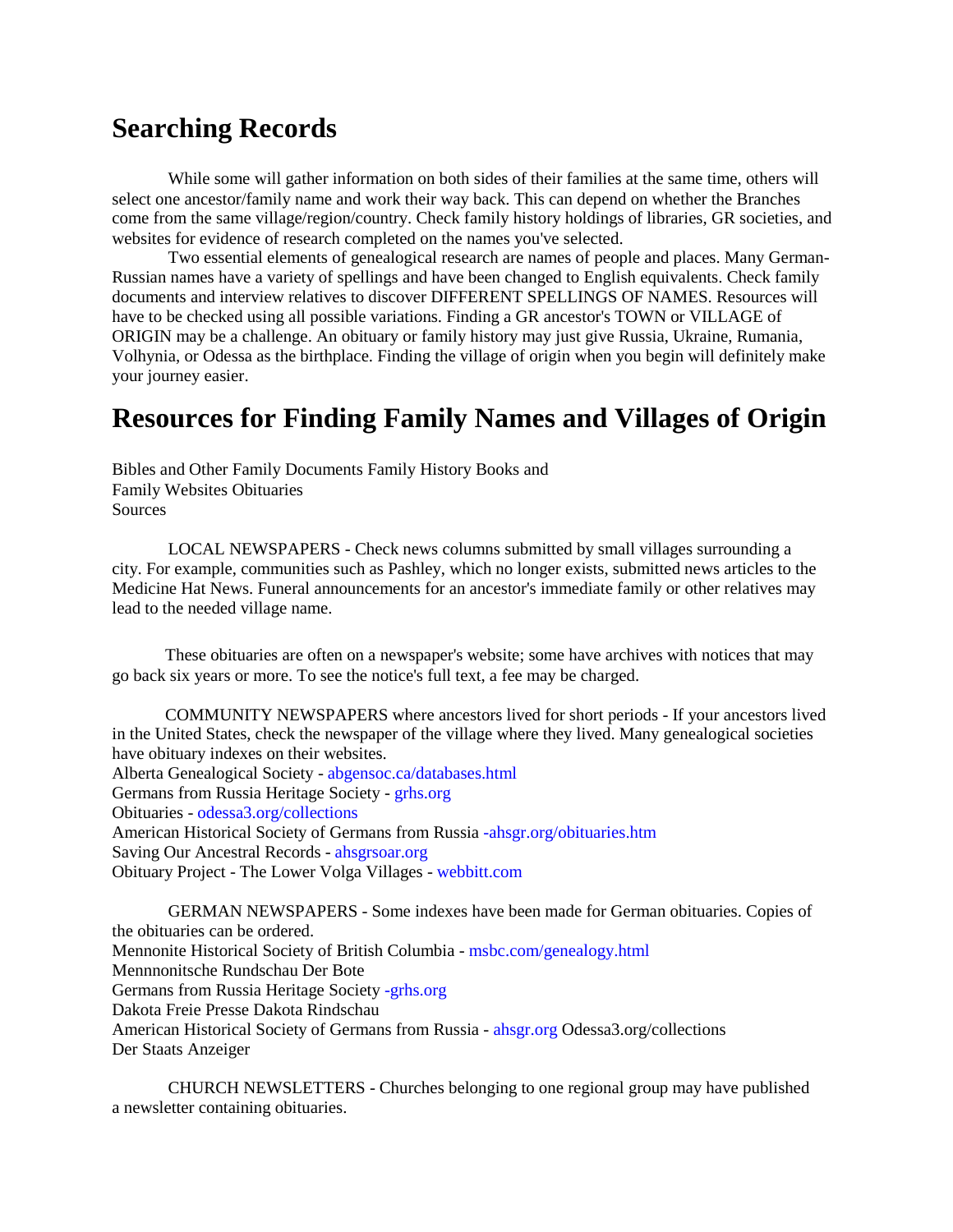## Searching Records

While some will gather information on both sides of their families at the same time, others will select one ancestor/family name and work their way back. This can depend on whether the Branches come from the same village/region/country. Check family history holdings of libraries, GR societies, and websites for evidence of research completed on the names you've selected.

Two essential elements of genealogical research are names of people and places. Many German-Russian names have a variety of spellings and have been changed to English equivalents. Check family documents and interview relatives to discover DIFFERENT SPELLINGS OF NAMES. Resources will have to be checked using all possible variations. Finding a GR ancestor's TOWN or VILLAGE of ORIGIN may be a challenge. An obituary or family history may just give Russia, Ukraine, Rumania, Volhynia, or Odessa as the birthplace. Finding the village of origin when you begin will definitely make your journey easier.

## Resources for Finding Family Names and Villages of Origin

Bibles and Other Family Documents Family History Books and
Family Websites Obituaries
Sources

LOCAL NEWSPAPERS - Check news columns submitted by small villages surrounding a city. For example, communities such as Pashley, which no longer exists, submitted news articles to the Medicine Hat News. Funeral announcements for an ancestor's immediate family or other relatives may lead to the needed village name.

These obituaries are often on a newspaper's website; some have archives with notices that may go back six years or more. To see the notice's full text, a fee may be charged.

COMMUNITY NEWSPAPERS where ancestors lived for short periods - If your ancestors lived in the United States, check the newspaper of the village where they lived. Many genealogical societies have obituary indexes on their websites.
Alberta Genealogical Society - abgensoc.ca/databases.html
Germans from Russia Heritage Society - grhs.org
Obituaries - odessa3.org/collections
American Historical Society of Germans from Russia -ahsgr.org/obituaries.htm
Saving Our Ancestral Records - ahsgrsoar.org
Obituary Project - The Lower Volga Villages - webbitt.com

GERMAN NEWSPAPERS - Some indexes have been made for German obituaries. Copies of the obituaries can be ordered.
Mennonite Historical Society of British Columbia - msbc.com/genealogy.html
Mennnonitsche Rundschau Der Bote
Germans from Russia Heritage Society -grhs.org
Dakota Freie Presse Dakota Rindschau
American Historical Society of Germans from Russia - ahsgr.org Odessa3.org/collections
Der Staats Anzeiger

CHURCH NEWSLETTERS - Churches belonging to one regional group may have published a newsletter containing obituaries.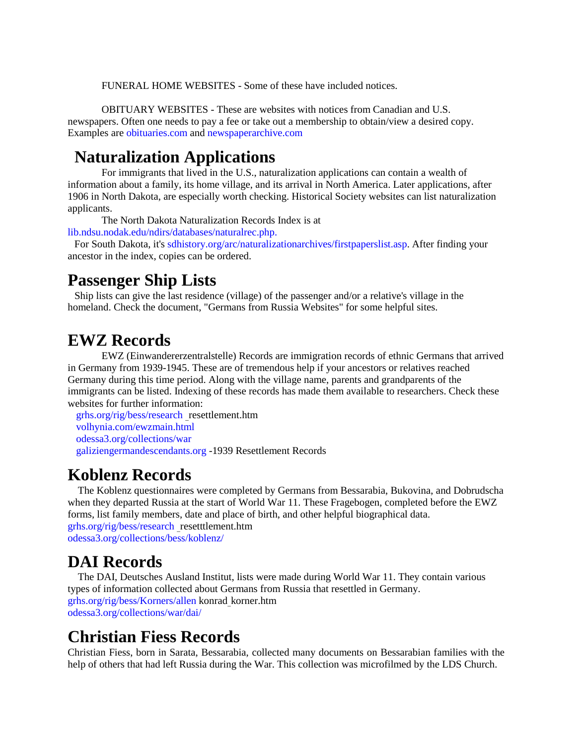FUNERAL HOME WEBSITES - Some of these have included notices.

OBITUARY WEBSITES - These are websites with notices from Canadian and U.S. newspapers. Often one needs to pay a fee or take out a membership to obtain/view a desired copy. Examples are obituaries.com and newspaperarchive.com

## Naturalization Applications

For immigrants that lived in the U.S., naturalization applications can contain a wealth of information about a family, its home village, and its arrival in North America. Later applications, after 1906 in North Dakota, are especially worth checking. Historical Society websites can list naturalization applicants.

The North Dakota Naturalization Records Index is at lib.ndsu.nodak.edu/ndirs/databases/naturalrec.php.

For South Dakota, it's sdhistory.org/arc/naturalizationarchives/firstpaperslist.asp. After finding your ancestor in the index, copies can be ordered.

## Passenger Ship Lists

Ship lists can give the last residence (village) of the passenger and/or a relative's village in the homeland. Check the document, "Germans from Russia Websites" for some helpful sites.

## EWZ Records

EWZ (Einwandererzentralstelle) Records are immigration records of ethnic Germans that arrived in Germany from 1939-1945. These are of tremendous help if your ancestors or relatives reached Germany during this time period. Along with the village name, parents and grandparents of the immigrants can be listed. Indexing of these records has made them available to researchers. Check these websites for further information:

grhs.org/rig/bess/research_resettlement.htm
volhynia.com/ewzmain.html
odessa3.org/collections/war
galiziengermandescendants.org -1939 Resettlement Records

## Koblenz Records

The Koblenz questionnaires were completed by Germans from Bessarabia, Bukovina, and Dobrudscha when they departed Russia at the start of World War 11. These Fragebogen, completed before the EWZ forms, list family members, date and place of birth, and other helpful biographical data.
grhs.org/rig/bess/research_resetttlement.htm
odessa3.org/collections/bess/koblenz/

## DAI Records

The DAI, Deutsches Ausland Institut, lists were made during World War 11. They contain various types of information collected about Germans from Russia that resettled in Germany.
grhs.org/rig/bess/Korners/allen konrad_korner.htm
odessa3.org/collections/war/dai/

## Christian Fiess Records

Christian Fiess, born in Sarata, Bessarabia, collected many documents on Bessarabian families with the help of others that had left Russia during the War. This collection was microfilmed by the LDS Church.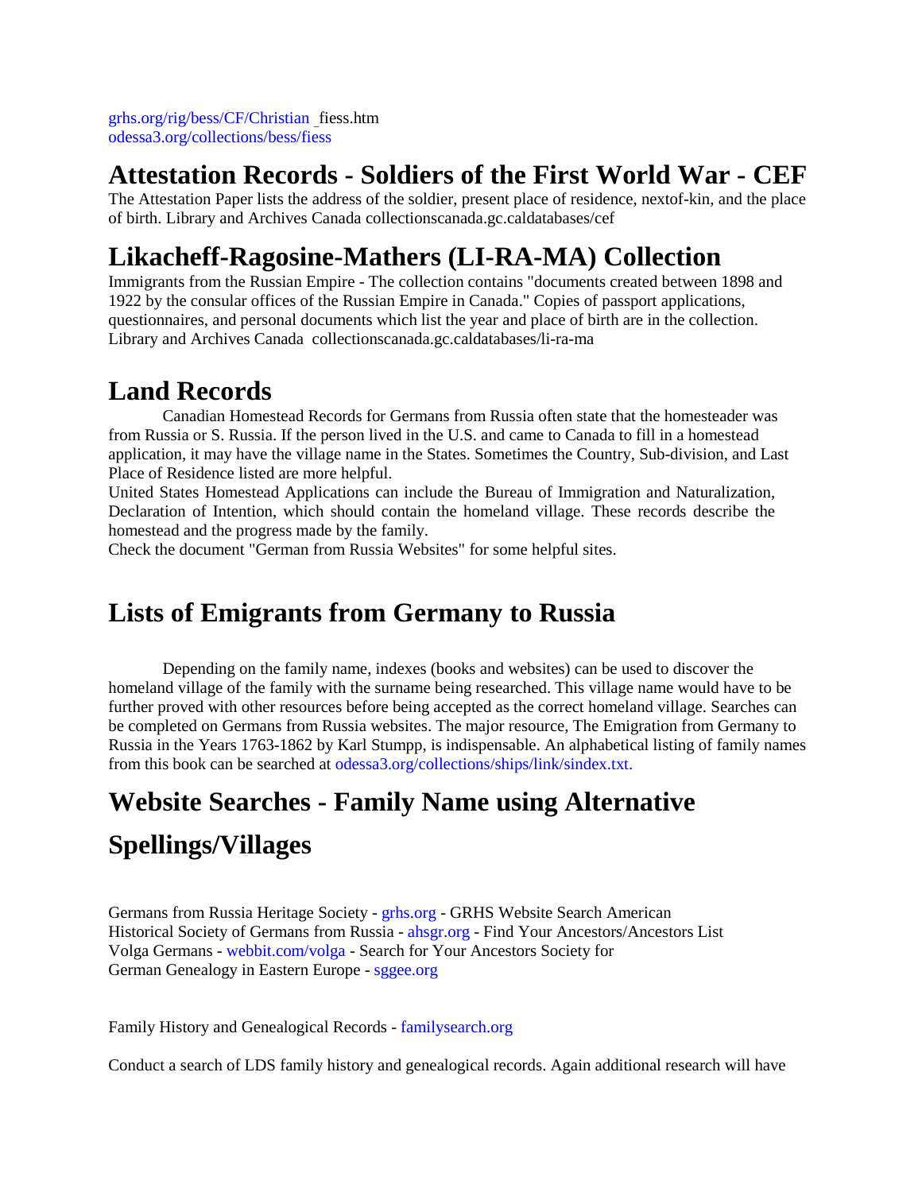grhs.org/rig/bess/CF/Christian _fiess.htm
odessa3.org/collections/bess/fiess

## Attestation Records - Soldiers of the First World War - CEF

The Attestation Paper lists the address of the soldier, present place of residence, nextof-kin, and the place of birth. Library and Archives Canada collectionscanada.gc.caldatabases/cef

## Likacheff-Ragosine-Mathers (LI-RA-MA) Collection

Immigrants from the Russian Empire - The collection contains "documents created between 1898 and 1922 by the consular offices of the Russian Empire in Canada." Copies of passport applications, questionnaires, and personal documents which list the year and place of birth are in the collection. Library and Archives Canada collectionscanada.gc.caldatabases/li-ra-ma

## Land Records

Canadian Homestead Records for Germans from Russia often state that the homesteader was from Russia or S. Russia. If the person lived in the U.S. and came to Canada to fill in a homestead application, it may have the village name in the States. Sometimes the Country, Sub-division, and Last Place of Residence listed are more helpful.

United States Homestead Applications can include the Bureau of Immigration and Naturalization, Declaration of Intention, which should contain the homeland village. These records describe the homestead and the progress made by the family.

Check the document "German from Russia Websites" for some helpful sites.

## Lists of Emigrants from Germany to Russia

Depending on the family name, indexes (books and websites) can be used to discover the homeland village of the family with the surname being researched. This village name would have to be further proved with other resources before being accepted as the correct homeland village. Searches can be completed on Germans from Russia websites. The major resource, The Emigration from Germany to Russia in the Years 1763-1862 by Karl Stumpp, is indispensable. An alphabetical listing of family names from this book can be searched at odessa3.org/collections/ships/link/sindex.txt.

## Website Searches - Family Name using Alternative Spellings/Villages

Germans from Russia Heritage Society - grhs.org - GRHS Website Search American Historical Society of Germans from Russia - ahsgr.org - Find Your Ancestors/Ancestors List Volga Germans - webbit.com/volga - Search for Your Ancestors Society for German Genealogy in Eastern Europe - sggee.org

Family History and Genealogical Records - familysearch.org

Conduct a search of LDS family history and genealogical records. Again additional research will have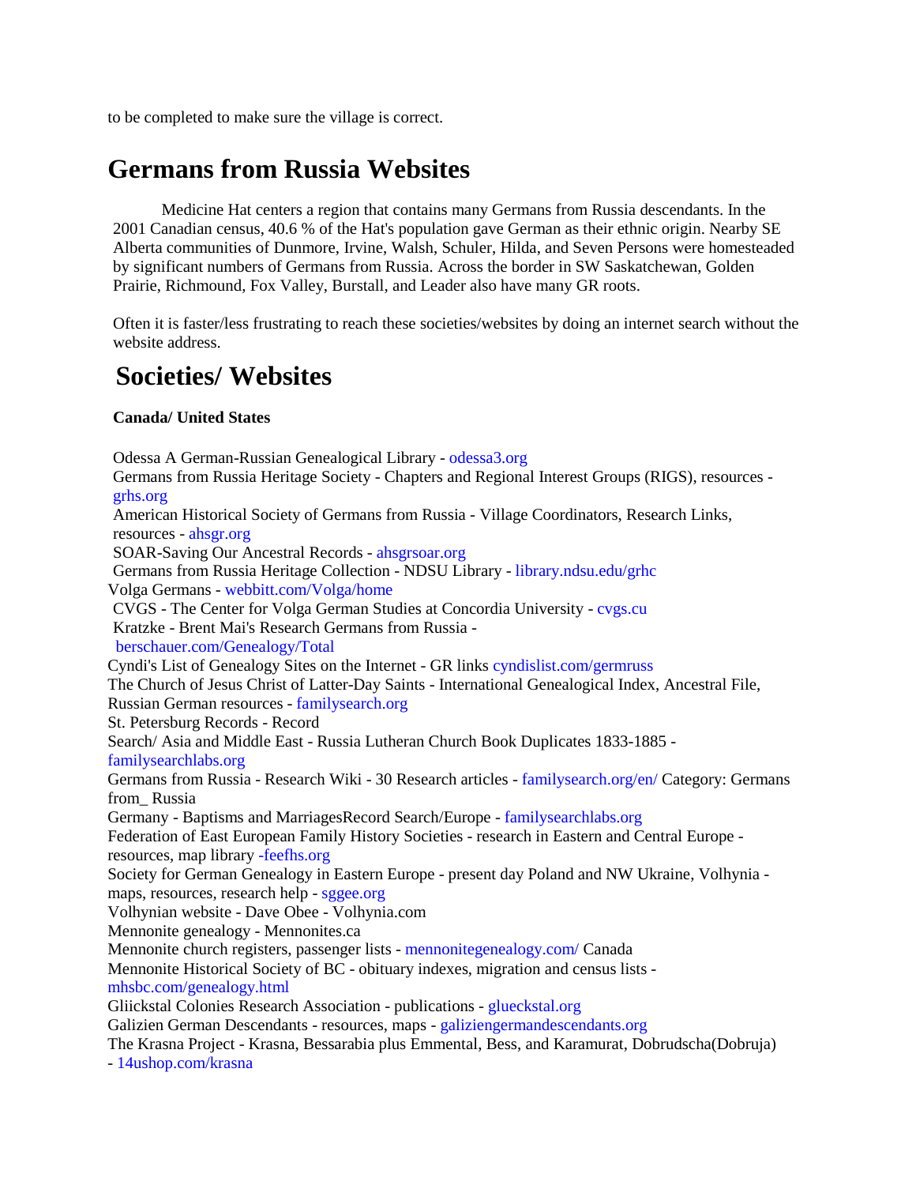to be completed to make sure the village is correct.

## Germans from Russia Websites

Medicine Hat centers a region that contains many Germans from Russia descendants. In the 2001 Canadian census, 40.6 % of the Hat's population gave German as their ethnic origin. Nearby SE Alberta communities of Dunmore, Irvine, Walsh, Schuler, Hilda, and Seven Persons were homesteaded by significant numbers of Germans from Russia. Across the border in SW Saskatchewan, Golden Prairie, Richmound, Fox Valley, Burstall, and Leader also have many GR roots.

Often it is faster/less frustrating to reach these societies/websites by doing an internet search without the website address.

## Societies/ Websites

**Canada/ United States**

Odessa A German-Russian Genealogical Library - odessa3.org
Germans from Russia Heritage Society - Chapters and Regional Interest Groups (RIGS), resources - grhs.org
American Historical Society of Germans from Russia - Village Coordinators, Research Links, resources - ahsgr.org
SOAR-Saving Our Ancestral Records - ahsgrsoar.org
Germans from Russia Heritage Collection - NDSU Library - library.ndsu.edu/grhc
Volga Germans - webbitt.com/Volga/home
CVGS - The Center for Volga German Studies at Concordia University - cvgs.cu
Kratzke - Brent Mai's Research Germans from Russia - berschauer.com/Genealogy/Total
Cyndi's List of Genealogy Sites on the Internet - GR links cyndislist.com/germruss
The Church of Jesus Christ of Latter-Day Saints - International Genealogical Index, Ancestral File, Russian German resources - familysearch.org
St. Petersburg Records - Record Search/ Asia and Middle East - Russia Lutheran Church Book Duplicates 1833-1885 - familysearchlabs.org
Germans from Russia - Research Wiki - 30 Research articles - familysearch.org/en/ Category: Germans from_ Russia
Germany - Baptisms and MarriagesRecord Search/Europe - familysearchlabs.org
Federation of East European Family History Societies - research in Eastern and Central Europe - resources, map library -feefhs.org
Society for German Genealogy in Eastern Europe - present day Poland and NW Ukraine, Volhynia - maps, resources, research help - sggee.org
Volhynian website - Dave Obee - Volhynia.com
Mennonite genealogy - Mennonites.ca
Mennonite church registers, passenger lists - mennonitegenealogy.com/ Canada
Mennonite Historical Society of BC - obituary indexes, migration and census lists - mhsbc.com/genealogy.html
Gliickstal Colonies Research Association - publications - glueckstal.org
Galizien German Descendants - resources, maps - galiziengermandescendants.org
The Krasna Project - Krasna, Bessarabia plus Emmental, Bess, and Karamurat, Dobrudscha(Dobruja) - 14ushop.com/krasna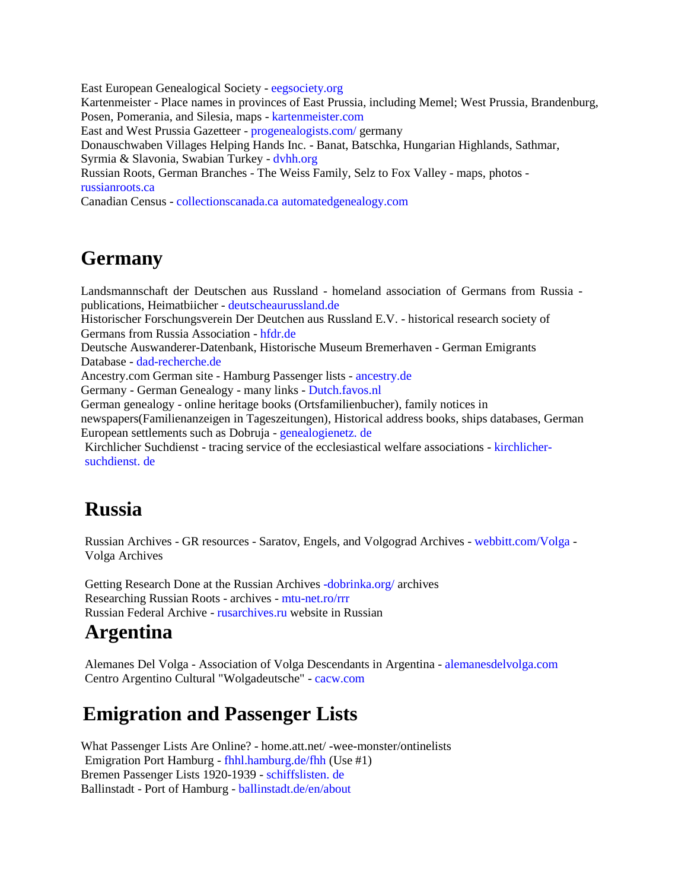East European Genealogical Society - eegsociety.org
Kartenmeister - Place names in provinces of East Prussia, including Memel; West Prussia, Brandenburg, Posen, Pomerania, and Silesia, maps - kartenmeister.com
East and West Prussia Gazetteer - progenealogists.com/ germany
Donauschwaben Villages Helping Hands Inc. - Banat, Batschka, Hungarian Highlands, Sathmar, Syrmia & Slavonia, Swabian Turkey - dvhh.org
Russian Roots, German Branches - The Weiss Family, Selz to Fox Valley - maps, photos - russianroots.ca
Canadian Census - collectionscanada.ca automatedgenealogy.com

## Germany

Landsmannschaft der Deutschen aus Russland - homeland association of Germans from Russia - publications, Heimatbiicher - deutscheaurussland.de
Historischer Forschungsverein Der Deutchen aus Russland E.V. - historical research society of Germans from Russia Association - hfdr.de
Deutsche Auswanderer-Datenbank, Historische Museum Bremerhaven - German Emigrants Database - dad-recherche.de
Ancestry.com German site - Hamburg Passenger lists - ancestry.de
Germany - German Genealogy - many links - Dutch.favos.nl
German genealogy - online heritage books (Ortsfamilienbucher), family notices in newspapers(Familienanzeigen in Tageszeitungen), Historical address books, ships databases, German European settlements such as Dobruja - genealogienetz. de
Kirchlicher Suchdienst - tracing service of the ecclesiastical welfare associations - kirchlicher-suchdienst. de

## Russia

Russian Archives - GR resources - Saratov, Engels, and Volgograd Archives - webbitt.com/Volga - Volga Archives

Getting Research Done at the Russian Archives -dobrinka.org/ archives
Researching Russian Roots - archives - mtu-net.ro/rrr
Russian Federal Archive - rusarchives.ru website in Russian

## Argentina

Alemanes Del Volga - Association of Volga Descendants in Argentina - alemanesdelvolga.com
Centro Argentino Cultural "Wolgadeutsche" - cacw.com

## Emigration and Passenger Lists

What Passenger Lists Are Online? - home.att.net/ -wee-monster/ontinelists
Emigration Port Hamburg - fhhl.hamburg.de/fhh (Use #1)
Bremen Passenger Lists 1920-1939 - schiffslisten. de
Ballinstadt - Port of Hamburg - ballinstadt.de/en/about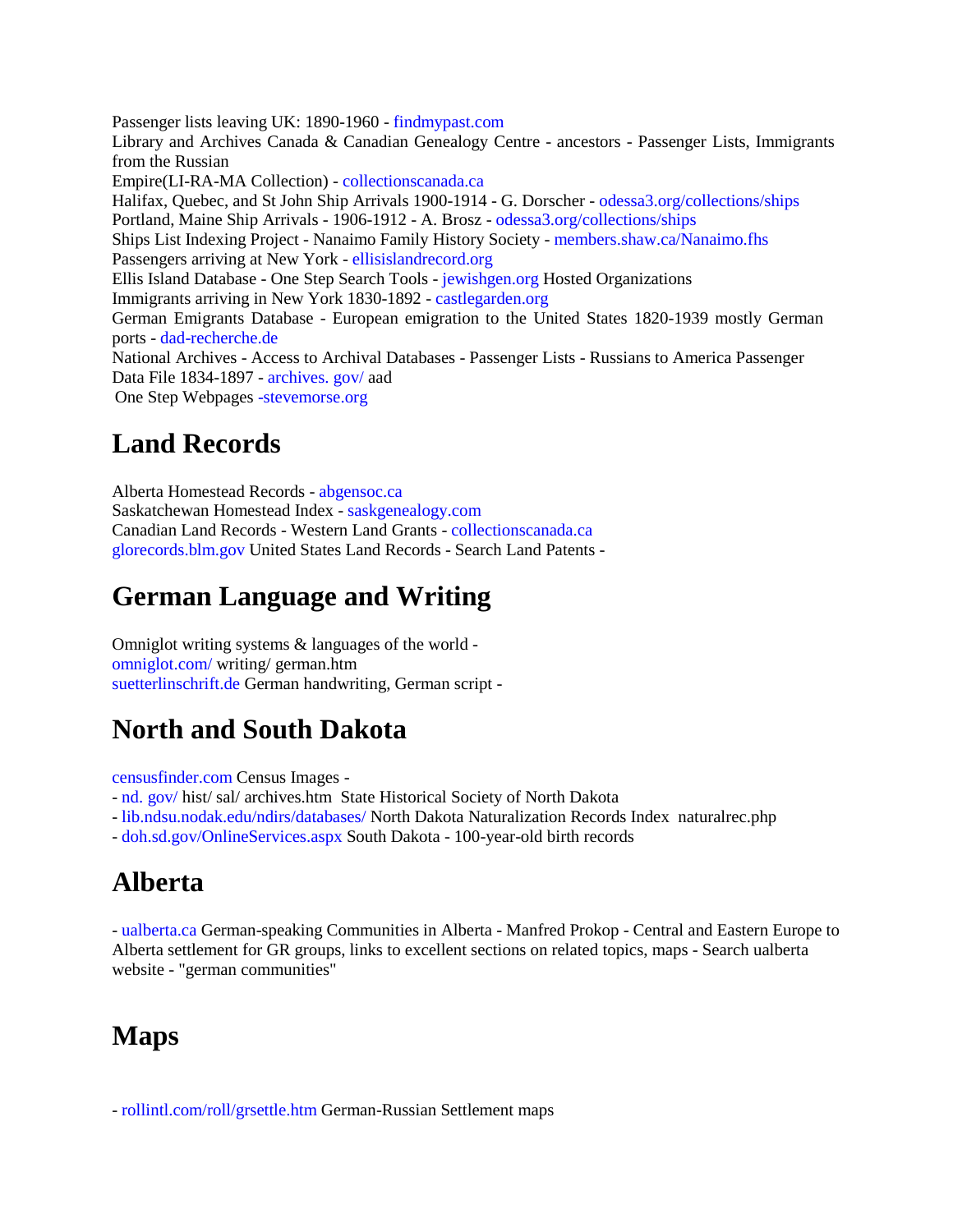Passenger lists leaving UK: 1890-1960 - findmypast.com
Library and Archives Canada & Canadian Genealogy Centre - ancestors - Passenger Lists, Immigrants from the Russian
Empire(LI-RA-MA Collection) - collectionscanada.ca
Halifax, Quebec, and St John Ship Arrivals 1900-1914 - G. Dorscher - odessa3.org/collections/ships
Portland, Maine Ship Arrivals - 1906-1912 - A. Brosz - odessa3.org/collections/ships
Ships List Indexing Project - Nanaimo Family History Society - members.shaw.ca/Nanaimo.fhs
Passengers arriving at New York - ellisislandrecord.org
Ellis Island Database - One Step Search Tools - jewishgen.org Hosted Organizations
Immigrants arriving in New York 1830-1892 - castlegarden.org
German Emigrants Database - European emigration to the United States 1820-1939 mostly German ports - dad-recherche.de
National Archives - Access to Archival Databases - Passenger Lists - Russians to America Passenger Data File 1834-1897 - archives. gov/ aad
One Step Webpages -stevemorse.org

## Land Records

Alberta Homestead Records - abgensoc.ca
Saskatchewan Homestead Index - saskgenealogy.com
Canadian Land Records - Western Land Grants - collectionscanada.ca
glorecords.blm.gov United States Land Records - Search Land Patents -

## German Language and Writing

Omniglot writing systems & languages of the world -
omniglot.com/ writing/ german.htm
suetterlinschrift.de German handwriting, German script -

## North and South Dakota

censusfinder.com Census Images -
- nd. gov/ hist/ sal/ archives.htm State Historical Society of North Dakota
- lib.ndsu.nodak.edu/ndirs/databases/ North Dakota Naturalization Records Index naturalrec.php
- doh.sd.gov/OnlineServices.aspx South Dakota - 100-year-old birth records

## Alberta

- ualberta.ca German-speaking Communities in Alberta - Manfred Prokop - Central and Eastern Europe to Alberta settlement for GR groups, links to excellent sections on related topics, maps - Search ualberta website - "german communities"

## Maps

- rollintl.com/roll/grsettle.htm German-Russian Settlement maps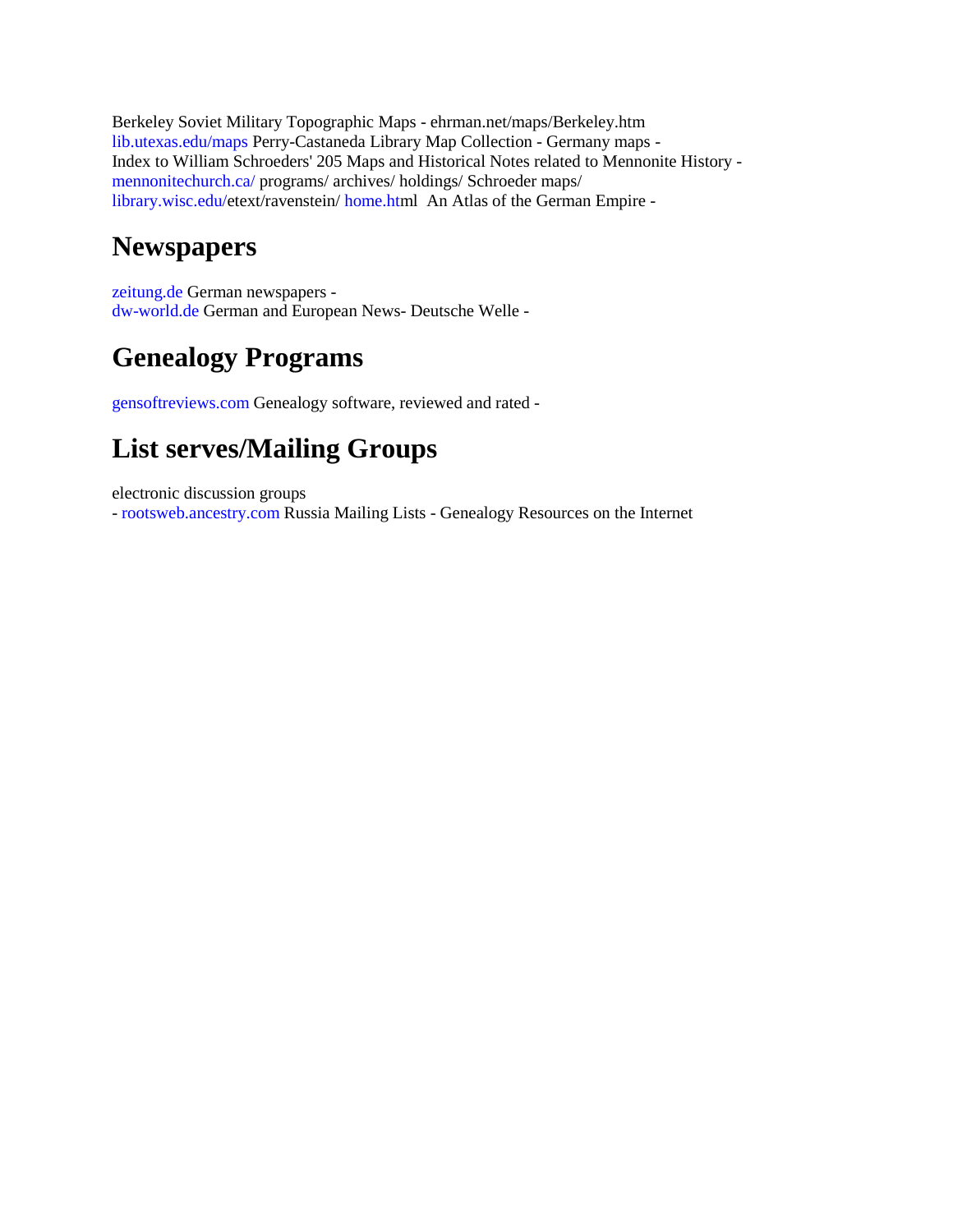Berkeley Soviet Military Topographic Maps - ehrman.net/maps/Berkeley.htm
lib.utexas.edu/maps Perry-Castaneda Library Map Collection - Germany maps -
Index to William Schroeders' 205 Maps and Historical Notes related to Mennonite History -
mennonitechurch.ca/ programs/ archives/ holdings/ Schroeder maps/
library.wisc.edu/etext/ravenstein/ home.html  An Atlas of the German Empire -

## Newspapers

zeitung.de German newspapers -
dw-world.de German and European News- Deutsche Welle -

## Genealogy Programs

gensoftreviews.com Genealogy software, reviewed and rated -

## List serves/Mailing Groups

electronic discussion groups
- rootsweb.ancestry.com Russia Mailing Lists - Genealogy Resources on the Internet